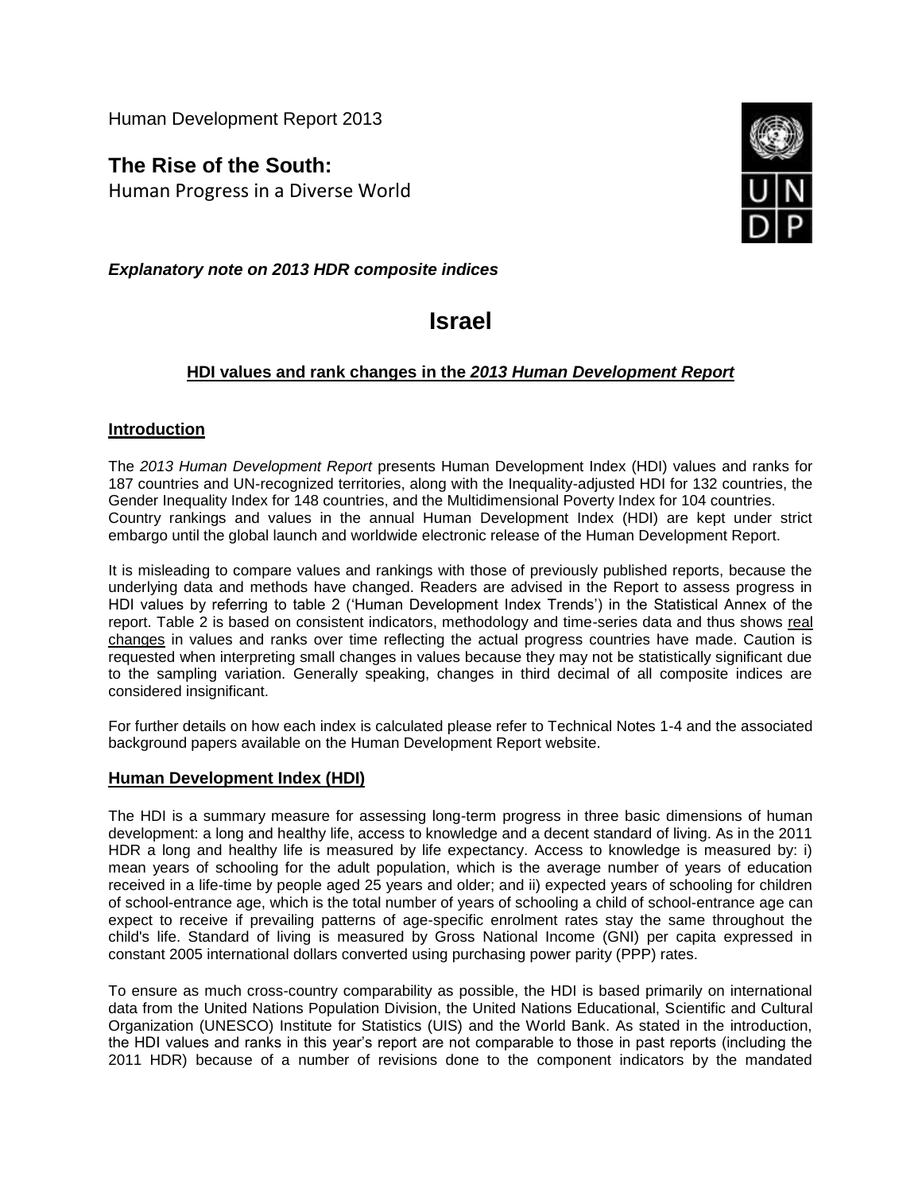Human Development Report 2013

**The Rise of the South:**
Human Progress in a Diverse World

***Explanatory note on 2013 HDR composite indices***

# Israel

## HDI values and rank changes in the *2013 Human Development Report*

### Introduction

The *2013 Human Development Report* presents Human Development Index (HDI) values and ranks for 187 countries and UN-recognized territories, along with the Inequality-adjusted HDI for 132 countries, the Gender Inequality Index for 148 countries, and the Multidimensional Poverty Index for 104 countries. Country rankings and values in the annual Human Development Index (HDI) are kept under strict embargo until the global launch and worldwide electronic release of the Human Development Report.

It is misleading to compare values and rankings with those of previously published reports, because the underlying data and methods have changed. Readers are advised in the Report to assess progress in HDI values by referring to table 2 ('Human Development Index Trends') in the Statistical Annex of the report. Table 2 is based on consistent indicators, methodology and time-series data and thus shows real changes in values and ranks over time reflecting the actual progress countries have made. Caution is requested when interpreting small changes in values because they may not be statistically significant due to the sampling variation. Generally speaking, changes in third decimal of all composite indices are considered insignificant.

For further details on how each index is calculated please refer to Technical Notes 1-4 and the associated background papers available on the Human Development Report website.

### Human Development Index (HDI)

The HDI is a summary measure for assessing long-term progress in three basic dimensions of human development: a long and healthy life, access to knowledge and a decent standard of living. As in the 2011 HDR a long and healthy life is measured by life expectancy. Access to knowledge is measured by: i) mean years of schooling for the adult population, which is the average number of years of education received in a life-time by people aged 25 years and older; and ii) expected years of schooling for children of school-entrance age, which is the total number of years of schooling a child of school-entrance age can expect to receive if prevailing patterns of age-specific enrolment rates stay the same throughout the child's life. Standard of living is measured by Gross National Income (GNI) per capita expressed in constant 2005 international dollars converted using purchasing power parity (PPP) rates.

To ensure as much cross-country comparability as possible, the HDI is based primarily on international data from the United Nations Population Division, the United Nations Educational, Scientific and Cultural Organization (UNESCO) Institute for Statistics (UIS) and the World Bank. As stated in the introduction, the HDI values and ranks in this year's report are not comparable to those in past reports (including the 2011 HDR) because of a number of revisions done to the component indicators by the mandated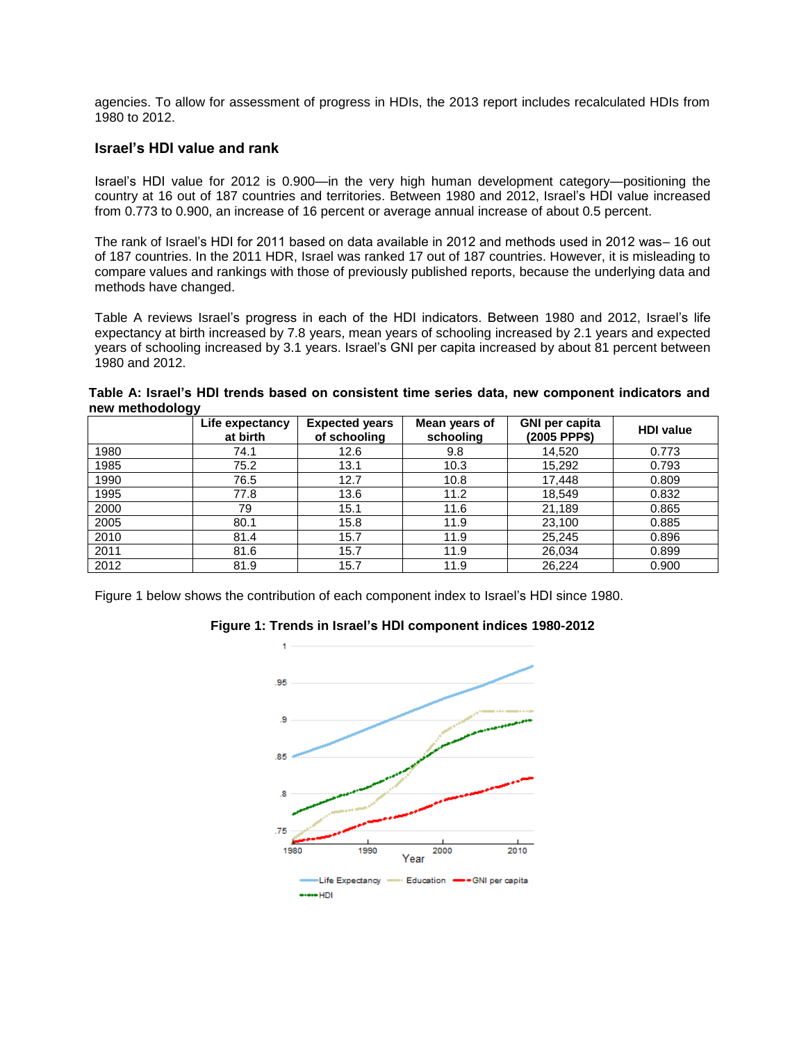agencies. To allow for assessment of progress in HDIs, the 2013 report includes recalculated HDIs from 1980 to 2012.

### Israel's HDI value and rank

Israel's HDI value for 2012 is 0.900—in the very high human development category—positioning the country at 16 out of 187 countries and territories. Between 1980 and 2012, Israel's HDI value increased from 0.773 to 0.900, an increase of 16 percent or average annual increase of about 0.5 percent.

The rank of Israel's HDI for 2011 based on data available in 2012 and methods used in 2012 was– 16 out of 187 countries. In the 2011 HDR, Israel was ranked 17 out of 187 countries. However, it is misleading to compare values and rankings with those of previously published reports, because the underlying data and methods have changed.

Table A reviews Israel's progress in each of the HDI indicators. Between 1980 and 2012, Israel's life expectancy at birth increased by 7.8 years, mean years of schooling by 2.1 years and expected years of schooling increased by 3.1 years. Israel's GNI per capita increased by about 81 percent between 1980 and 2012.

**Table A: Israel's HDI trends based on consistent time series data, new component indicators and new methodology**

| | Life expectancy at birth | Expected years of schooling | Mean years of schooling | GNI per capita (2005 PPP$) | HDI value |
|---|---|---|---|---|---|
| 1980 | 74.1 | 12.6 | 9.8 | 14,520 | 0.773 |
| 1985 | 75.2 | 13.1 | 10.3 | 15,292 | 0.793 |
| 1990 | 76.5 | 12.7 | 10.8 | 17,448 | 0.809 |
| 1995 | 77.8 | 13.6 | 11.2 | 18,549 | 0.832 |
| 2000 | 79 | 15.1 | 11.6 | 21,189 | 0.865 |
| 2005 | 80.1 | 15.8 | 11.9 | 23,100 | 0.885 |
| 2010 | 81.4 | 15.7 | 11.9 | 25,245 | 0.896 |
| 2011 | 81.6 | 15.7 | 11.9 | 26,034 | 0.899 |
| 2012 | 81.9 | 15.7 | 11.9 | 26,224 | 0.900 |

Figure 1 below shows the contribution of each component index to Israel's HDI since 1980.

**Figure 1: Trends in Israel's HDI component indices 1980-2012**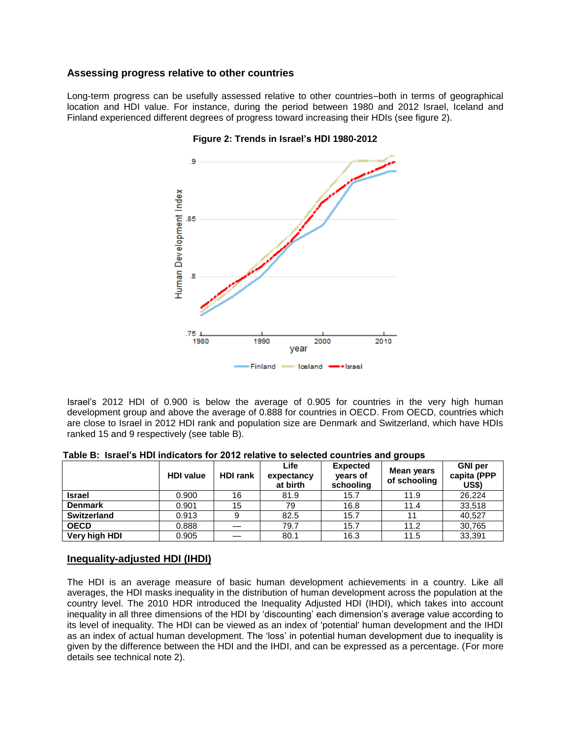### Assessing progress relative to other countries

Long-term progress can be usefully assessed relative to other countries–both in terms of geographical location and HDI value. For instance, during the period between 1980 and 2012 Israel, Iceland and Finland experienced different degrees of progress toward increasing their HDIs (see figure 2).

**Figure 2: Trends in Israel's HDI 1980-2012**

Israel's 2012 HDI of 0.900 is below the average of 0.905 for countries in the very high human development group and above the average of 0.888 for countries in OECD. From OECD, countries which are close to Israel in 2012 HDI rank and population size are Denmark and Switzerland, which have HDIs ranked 15 and 9 respectively (see table B).

**Table B: Israel's HDI indicators for 2012 relative to selected countries and groups**

| | HDI value | HDI rank | Life expectancy at birth | Expected years of schooling | Mean years of schooling | GNI per capita (PPP US$) |
|---|---|---|---|---|---|---|
| **Israel** | 0.900 | 16 | 81.9 | 15.7 | 11.9 | 26,224 |
| **Denmark** | 0.901 | 15 | 79 | 16.8 | 11.4 | 33,518 |
| **Switzerland** | 0.913 | 9 | 82.5 | 15.7 | 11 | 40,527 |
| **OECD** | 0.888 | — | 79.7 | 15.7 | 11.2 | 30,765 |
| **Very high HDI** | 0.905 | — | 80.1 | 16.3 | 11.5 | 33,391 |

### Inequality-adjusted HDI (IHDI)

The HDI is an average measure of basic human development achievements in a country. Like all averages, the HDI masks inequality in the distribution of human development across the population at the country level. The 2010 HDR introduced the Inequality Adjusted HDI (IHDI), which takes into account inequality in all three dimensions of the HDI by 'discounting' each dimension's average value according to its level of inequality. The HDI can be viewed as an index of 'potential' human development and the IHDI as an index of actual human development. The 'loss' in potential human development due to inequality is given by the difference between the HDI and the IHDI, and can be expressed as a percentage. (For more details see technical note 2).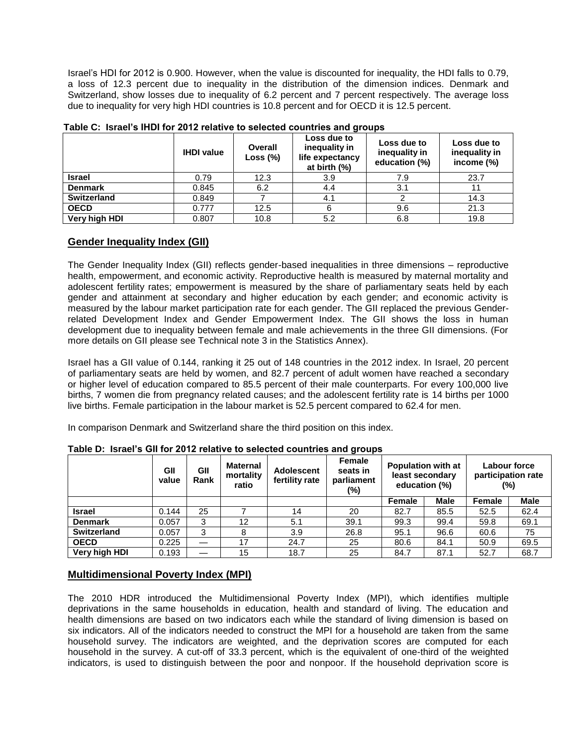Israel's HDI for 2012 is 0.900. However, when the value is discounted for inequality, the HDI falls to 0.79, a loss of 12.3 percent due to inequality in the distribution of the dimension indices. Denmark and Switzerland, show losses due to inequality of 6.2 percent and 7 percent respectively. The average loss due to inequality for very high HDI countries is 10.8 percent and for OECD it is 12.5 percent.

**Table C: Israel's IHDI for 2012 relative to selected countries and groups**

| | IHDI value | Overall Loss (%) | Loss due to inequality in life expectancy at birth (%) | Loss due to inequality in education (%) | Loss due to inequality in income (%) |
|---|---|---|---|---|---|
| **Israel** | 0.79 | 12.3 | 3.9 | 7.9 | 23.7 |
| **Denmark** | 0.845 | 6.2 | 4.4 | 3.1 | 11 |
| **Switzerland** | 0.849 | 7 | 4.1 | 2 | 14.3 |
| **OECD** | 0.777 | 12.5 | 6 | 9.6 | 21.3 |
| **Very high HDI** | 0.807 | 10.8 | 5.2 | 6.8 | 19.8 |

## Gender Inequality Index (GII)

The Gender Inequality Index (GII) reflects gender-based inequalities in three dimensions – reproductive health, empowerment, and economic activity. Reproductive health is measured by maternal mortality and adolescent fertility rates; empowerment is measured by the share of parliamentary seats held by each gender and attainment at secondary and higher education by each gender; and economic activity is measured by the labour market participation rate for each gender. The GII replaced the previous Gender-related Development Index and Gender Empowerment Index. The GII shows the loss in human development due to inequality between female and male achievements in the three GII dimensions. (For more details on GII please see Technical note 3 in the Statistics Annex).

Israel has a GII value of 0.144, ranking it 25 out of 148 countries in the 2012 index. In Israel, 20 percent of parliamentary seats are held by women, and 82.7 percent of adult women have reached a secondary or higher level of education compared to 85.5 percent of their male counterparts. For every 100,000 live births, 7 women die from pregnancy related causes; and the adolescent fertility rate is 14 births per 1000 live births. Female participation in the labour market is 52.5 percent compared to 62.4 for men.

In comparison Denmark and Switzerland share the third position on this index.

**Table D: Israel's GII for 2012 relative to selected countries and groups**

| | GII value | GII Rank | Maternal mortality ratio | Adolescent fertility rate | Female seats in parliament (%) | Population with at least secondary education (%) | | Labour force participation rate (%) | |
|---|---|---|---|---|---|---|---|---|---|
| | | | | | | Female | Male | Female | Male |
| **Israel** | 0.144 | 25 | 7 | 14 | 20 | 82.7 | 85.5 | 52.5 | 62.4 |
| **Denmark** | 0.057 | 3 | 12 | 5.1 | 39.1 | 99.3 | 99.4 | 59.8 | 69.1 |
| **Switzerland** | 0.057 | 3 | 8 | 3.9 | 26.8 | 95.1 | 96.6 | 60.6 | 75 |
| **OECD** | 0.225 | — | 17 | 24.7 | 25 | 80.6 | 84.1 | 50.9 | 69.5 |
| **Very high HDI** | 0.193 | — | 15 | 18.7 | 25 | 84.7 | 87.1 | 52.7 | 68.7 |

## Multidimensional Poverty Index (MPI)

The 2010 HDR introduced the Multidimensional Poverty Index (MPI), which identifies multiple deprivations in the same households in education, health and standard of living. The education and health dimensions are based on two indicators each while the standard of living dimension is based on six indicators. All of the indicators needed to construct the MPI for a household are taken from the same household survey. The indicators are weighted, and the deprivation scores are computed for each household in the survey. A cut-off of 33.3 percent, which is the equivalent of one-third of the weighted indicators, is used to distinguish between the poor and nonpoor. If the household deprivation score is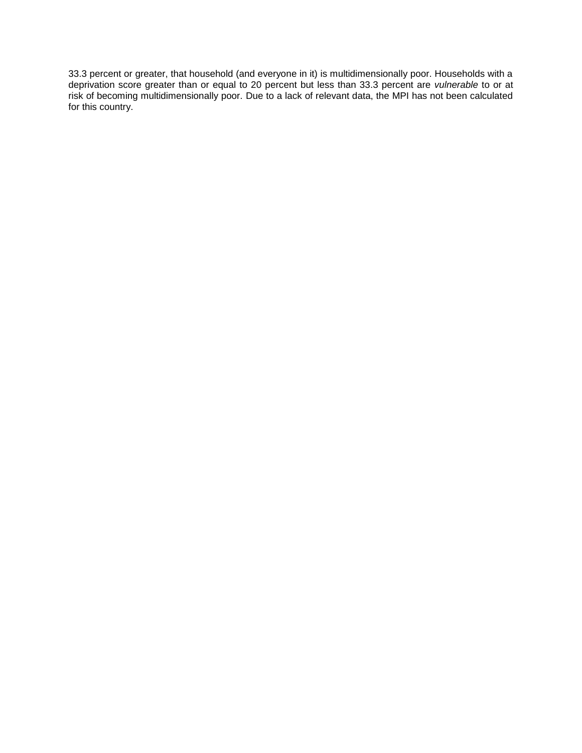33.3 percent or greater, that household (and everyone in it) is multidimensionally poor. Households with a deprivation score greater than or equal to 20 percent but less than 33.3 percent are *vulnerable* to or at risk of becoming multidimensionally poor. Due to a lack of relevant data, the MPI has not been calculated for this country.